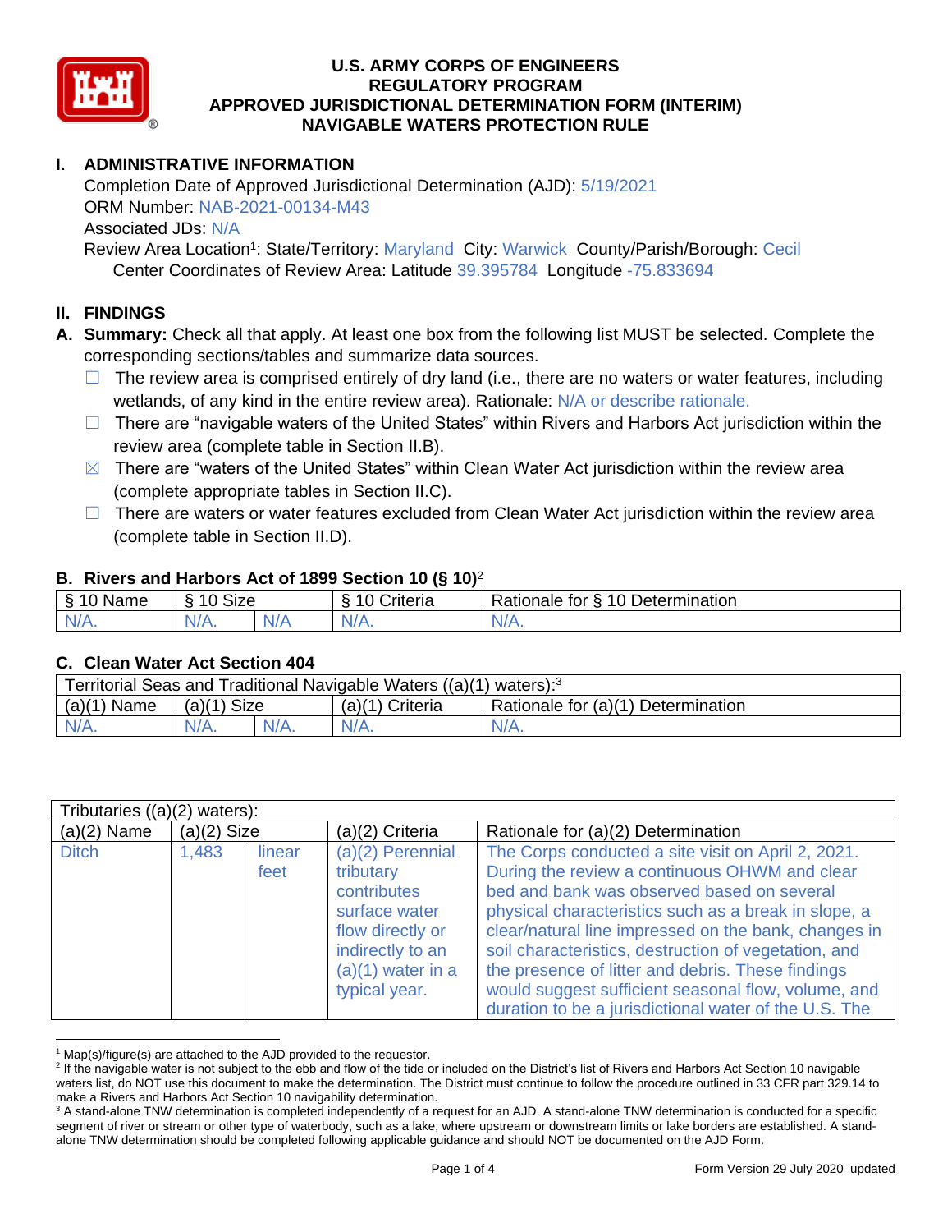# U.S. ARMY CORPS OF ENGINEERS
# REGULATORY PROGRAM
# APPROVED JURISDICTIONAL DETERMINATION FORM (INTERIM)
# NAVIGABLE WATERS PROTECTION RULE

## I. ADMINISTRATIVE INFORMATION

Completion Date of Approved Jurisdictional Determination (AJD): 5/19/2021
ORM Number: NAB-2021-00134-M43
Associated JDs: N/A
Review Area Location[1]: State/Territory: Maryland City: Warwick County/Parish/Borough: Cecil
Center Coordinates of Review Area: Latitude 39.395784 Longitude -75.833694

## II. FINDINGS

**A. Summary:** Check all that apply. At least one box from the following list MUST be selected. Complete the corresponding sections/tables and summarize data sources.

- ☐ The review area is comprised entirely of dry land (i.e., there are no waters or water features, including wetlands, of any kind in the entire review area). Rationale: N/A or describe rationale.
- ☐ There are "navigable waters of the United States" within Rivers and Harbors Act jurisdiction within the review area (complete table in Section II.B).
- ☒ There are "waters of the United States" within Clean Water Act jurisdiction within the review area (complete appropriate tables in Section II.C).
- ☐ There are waters or water features excluded from Clean Water Act jurisdiction within the review area (complete table in Section II.D).

### B. Rivers and Harbors Act of 1899 Section 10 (§ 10)[2]

| § 10 Name | § 10 Size | | § 10 Criteria | Rationale for § 10 Determination |
|---|---|---|---|---|
| N/A. | N/A. | N/A | N/A. | N/A. |

### C. Clean Water Act Section 404

| Territorial Seas and Traditional Navigable Waters ((a)(1) waters):[3] | | | | |
|---|---|---|---|---|
| (a)(1) Name | (a)(1) Size | | (a)(1) Criteria | Rationale for (a)(1) Determination |
| N/A. | N/A. | N/A. | N/A. | N/A. |

| Tributaries ((a)(2) waters): | | | | |
|---|---|---|---|---|
| (a)(2) Name | (a)(2) Size | | (a)(2) Criteria | Rationale for (a)(2) Determination |
| Ditch | 1,483 | linear feet | (a)(2) Perennial tributary contributes surface water flow directly or indirectly to an (a)(1) water in a typical year. | The Corps conducted a site visit on April 2, 2021. During the review a continuous OHWM and clear bed and bank was observed based on several physical characteristics such as a break in slope, a clear/natural line impressed on the bank, changes in soil characteristics, destruction of vegetation, and the presence of litter and debris. These findings would suggest sufficient seasonal flow, volume, and duration to be a jurisdictional water of the U.S. The |

[1] Map(s)/figure(s) are attached to the AJD provided to the requestor.

[2] If the navigable water is not subject to the ebb and flow of the tide or included on the District's list of Rivers and Harbors Act Section 10 navigable waters list, do NOT use this document to make the determination. The District must continue to follow the procedure outlined in 33 CFR part 329.14 to make a Rivers and Harbors Act Section 10 navigability determination.

[3] A stand-alone TNW determination is completed independently of a request for an AJD. A stand-alone TNW determination is conducted for a specific segment of river or stream or other type of waterbody, such as a lake, where upstream or downstream limits or lake borders are established. A stand-alone TNW determination should be completed following applicable guidance and should NOT be documented on the AJD Form.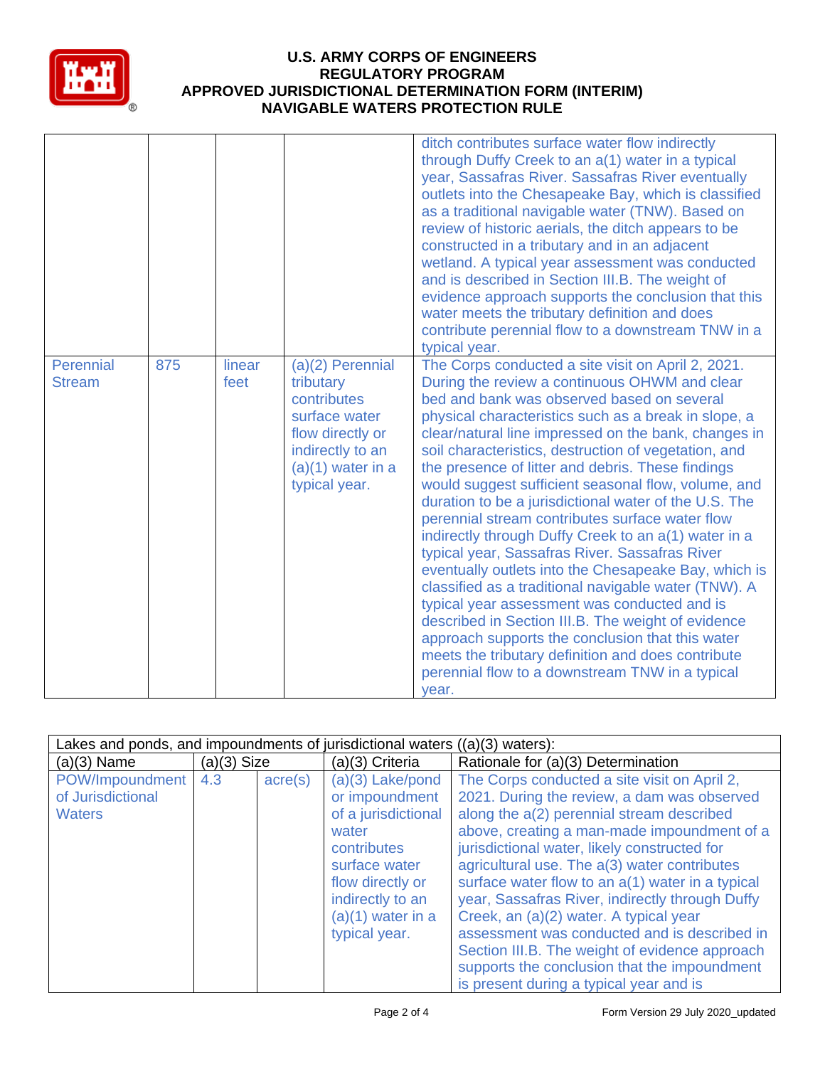| | | | | |
|---|---|---|---|---|
| | | | | ditch contributes surface water flow indirectly through Duffy Creek to an a(1) water in a typical year, Sassafras River. Sassafras River eventually outlets into the Chesapeake Bay, which is classified as a traditional navigable water (TNW). Based on review of historic aerials, the ditch appears to be constructed in a tributary and in an adjacent wetland. A typical year assessment was conducted and is described in Section III.B. The weight of evidence approach supports the conclusion that this water meets the tributary definition and does contribute perennial flow to a downstream TNW in a typical year. |
| Perennial Stream | 875 | linear feet | (a)(2) Perennial tributary contributes surface water flow directly or indirectly to an (a)(1) water in a typical year. | The Corps conducted a site visit on April 2, 2021. During the review a continuous OHWM and clear bed and bank was observed based on several physical characteristics such as a break in slope, a clear/natural line impressed on the bank, changes in soil characteristics, destruction of vegetation, and the presence of litter and debris. These findings would suggest sufficient seasonal flow, volume, and duration to be a jurisdictional water of the U.S. The perennial stream contributes surface water flow indirectly through Duffy Creek to an a(1) water in a typical year, Sassafras River. Sassafras River eventually outlets into the Chesapeake Bay, which is classified as a traditional navigable water (TNW). A typical year assessment was conducted and is described in Section III.B. The weight of evidence approach supports the conclusion that this water meets the tributary definition and does contribute perennial flow to a downstream TNW in a typical year. |

| Lakes and ponds, and impoundments of jurisdictional waters ((a)(3) waters): | | | | |
|---|---|---|---|---|
| (a)(3) Name | (a)(3) Size | | (a)(3) Criteria | Rationale for (a)(3) Determination |
| POW/Impoundment of Jurisdictional Waters | 4.3 | acre(s) | (a)(3) Lake/pond or impoundment of a jurisdictional water contributes surface water flow directly or indirectly to an (a)(1) water in a typical year. | The Corps conducted a site visit on April 2, 2021. During the review, a dam was observed along the a(2) perennial stream described above, creating a man-made impoundment of a jurisdictional water, likely constructed for agricultural use. The a(3) water contributes surface water flow to an a(1) water in a typical year, Sassafras River, indirectly through Duffy Creek, an (a)(2) water. A typical year assessment was conducted and is described in Section III.B. The weight of evidence approach supports the conclusion that the impoundment is present during a typical year and is |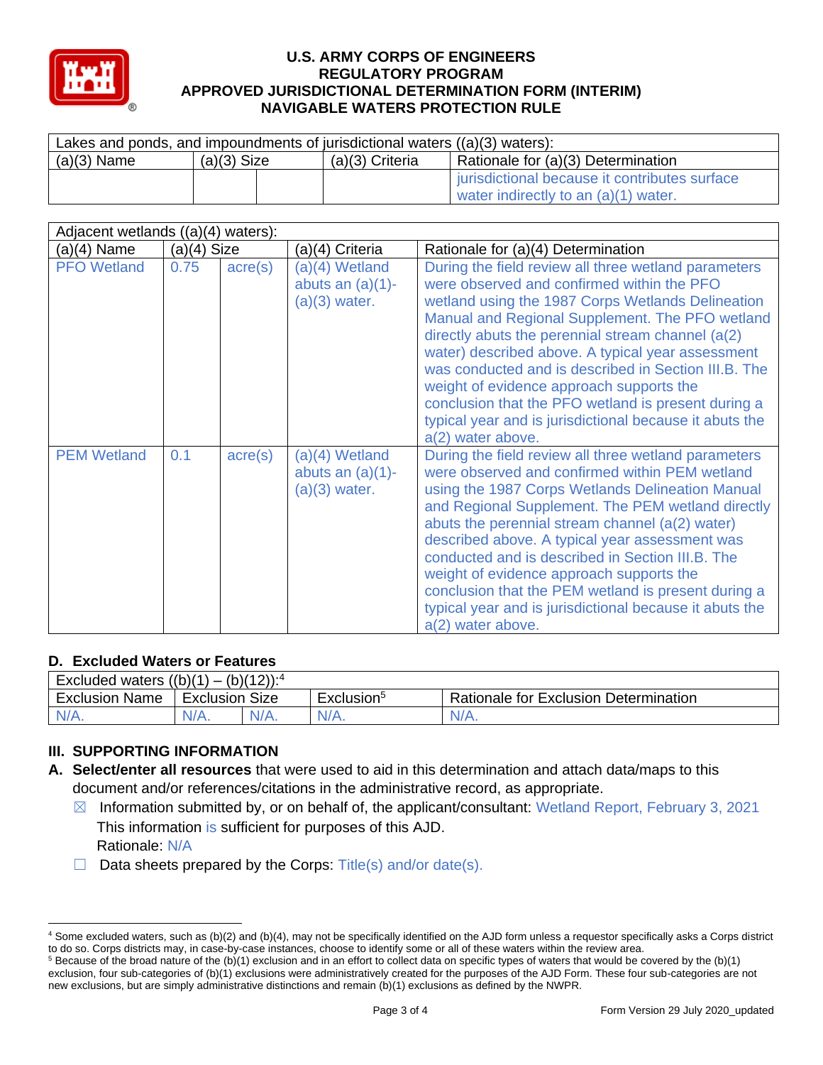# U.S. ARMY CORPS OF ENGINEERS REGULATORY PROGRAM APPROVED JURISDICTIONAL DETERMINATION FORM (INTERIM) NAVIGABLE WATERS PROTECTION RULE

| Lakes and ponds, and impoundments of jurisdictional waters ((a)(3) waters): | | | | |
|---|---|---|---|---|
| (a)(3) Name | (a)(3) Size | | (a)(3) Criteria | Rationale for (a)(3) Determination |
| | | | | jurisdictional because it contributes surface water indirectly to an (a)(1) water. |

| Adjacent wetlands ((a)(4) waters): | | | | |
|---|---|---|---|---|
| (a)(4) Name | (a)(4) Size | | (a)(4) Criteria | Rationale for (a)(4) Determination |
| PFO Wetland | 0.75 | acre(s) | (a)(4) Wetland abuts an (a)(1)-(a)(3) water. | During the field review all three wetland parameters were observed and confirmed within the PFO wetland using the 1987 Corps Wetlands Delineation Manual and Regional Supplement. The PFO wetland directly abuts the perennial stream channel (a(2) water) described above. A typical year assessment was conducted and is described in Section III.B. The weight of evidence approach supports the conclusion that the PFO wetland is present during a typical year and is jurisdictional because it abuts the a(2) water above. |
| PEM Wetland | 0.1 | acre(s) | (a)(4) Wetland abuts an (a)(1)-(a)(3) water. | During the field review all three wetland parameters were observed and confirmed within PEM wetland using the 1987 Corps Wetlands Delineation Manual and Regional Supplement. The PEM wetland directly abuts the perennial stream channel (a(2) water) described above. A typical year assessment was conducted and is described in Section III.B. The weight of evidence approach supports the conclusion that the PEM wetland is present during a typical year and is jurisdictional because it abuts the a(2) water above. |

### D. Excluded Waters or Features

| Excluded waters ((b)(1) – (b)(12)):[4] | | | | |
|---|---|---|---|---|
| Exclusion Name | Exclusion Size | | Exclusion[5] | Rationale for Exclusion Determination |
| N/A. | N/A. | N/A. | N/A. | N/A. |

## III. SUPPORTING INFORMATION

**A. Select/enter all resources** that were used to aid in this determination and attach data/maps to this document and/or references/citations in the administrative record, as appropriate.

☒ Information submitted by, or on behalf of, the applicant/consultant: Wetland Report, February 3, 2021
This information is sufficient for purposes of this AJD.
Rationale: N/A

☐ Data sheets prepared by the Corps: Title(s) and/or date(s).

---

[4] Some excluded waters, such as (b)(2) and (b)(4), may not be specifically identified on the AJD form unless a requestor specifically asks a Corps district to do so. Corps districts may, in case-by-case instances, choose to identify some or all of these waters within the review area.

[5] Because of the broad nature of the (b)(1) exclusion and in an effort to collect data on specific types of waters that would be covered by the (b)(1) exclusion, four sub-categories of (b)(1) exclusions were administratively created for the purposes of the AJD Form. These four sub-categories are not new exclusions, but are simply administrative distinctions and remain (b)(1) exclusions as defined by the NWPR.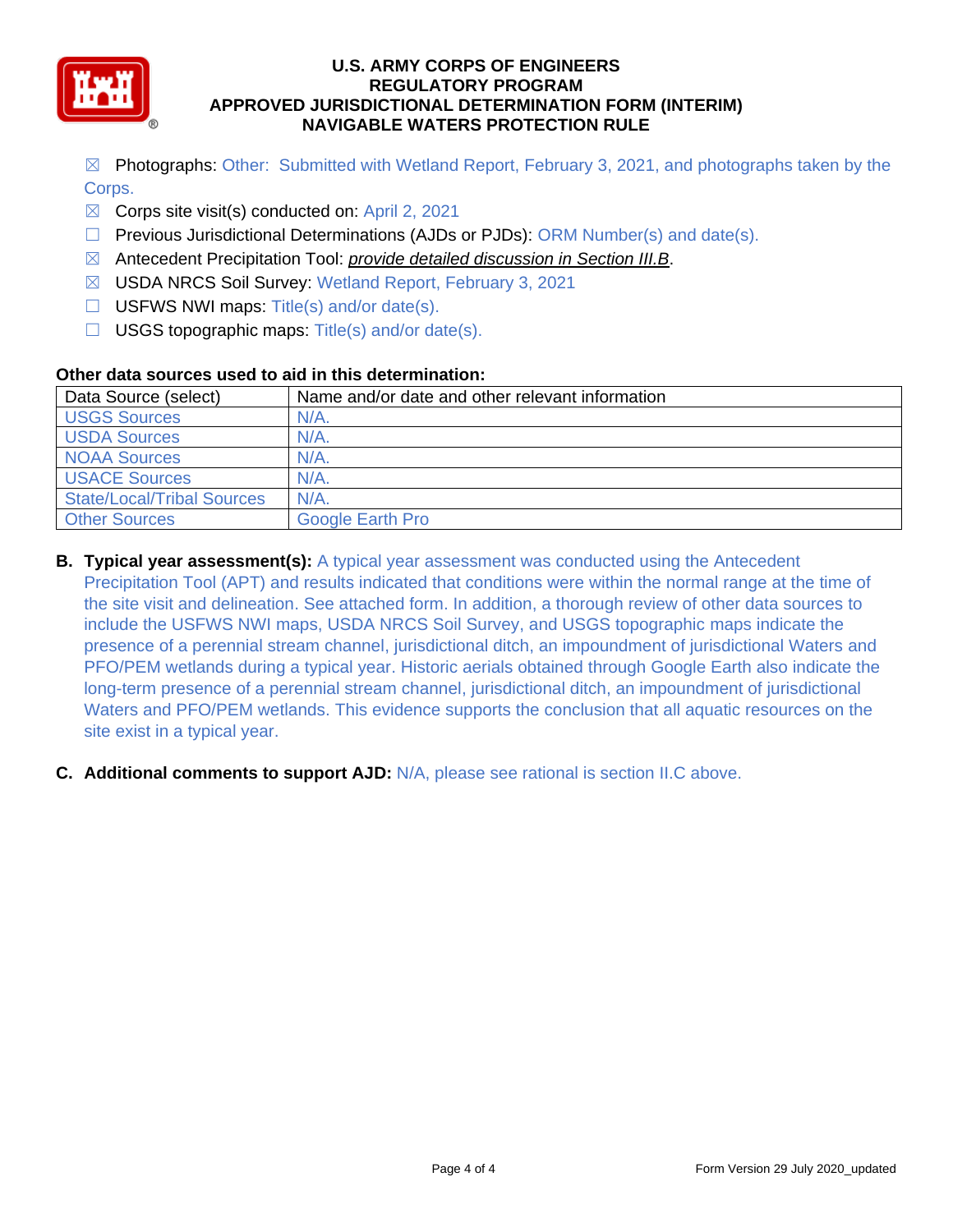- ☒ Photographs: Other: Submitted with Wetland Report, February 3, 2021, and photographs taken by the Corps.
- ☒ Corps site visit(s) conducted on: April 2, 2021
- ☐ Previous Jurisdictional Determinations (AJDs or PJDs): ORM Number(s) and date(s).
- ☒ Antecedent Precipitation Tool: *provide detailed discussion in Section III.B*.
- ☒ USDA NRCS Soil Survey: Wetland Report, February 3, 2021
- ☐ USFWS NWI maps: Title(s) and/or date(s).
- ☐ USGS topographic maps: Title(s) and/or date(s).

**Other data sources used to aid in this determination:**

| Data Source (select) | Name and/or date and other relevant information |
|---|---|
| USGS Sources | N/A. |
| USDA Sources | N/A. |
| NOAA Sources | N/A. |
| USACE Sources | N/A. |
| State/Local/Tribal Sources | N/A. |
| Other Sources | Google Earth Pro |

**B. Typical year assessment(s):** A typical year assessment was conducted using the Antecedent Precipitation Tool (APT) and results indicated that conditions were within the normal range at the time of the site visit and delineation. See attached form. In addition, a thorough review of other data sources to include the USFWS NWI maps, USDA NRCS Soil Survey, and USGS topographic maps indicate the presence of a perennial stream channel, jurisdictional ditch, an impoundment of jurisdictional Waters and PFO/PEM wetlands during a typical year. Historic aerials obtained through Google Earth also indicate the long-term presence of a perennial stream channel, jurisdictional ditch, an impoundment of jurisdictional Waters and PFO/PEM wetlands. This evidence supports the conclusion that all aquatic resources on the site exist in a typical year.

**C. Additional comments to support AJD:** N/A, please see rational is section II.C above.